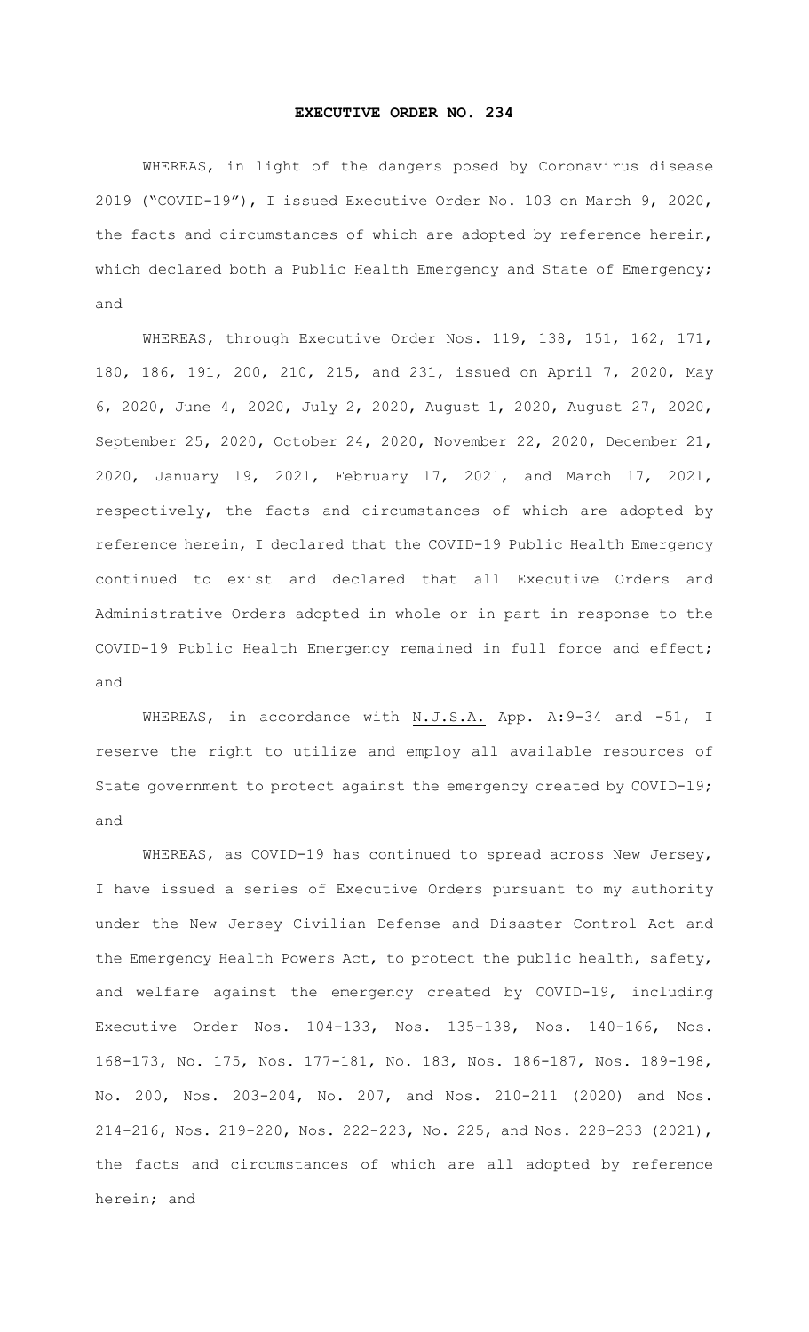# EXECUTIVE ORDER NO. 234

WHEREAS, in light of the dangers posed by Coronavirus disease 2019 ("COVID-19"), I issued Executive Order No. 103 on March 9, 2020, the facts and circumstances of which are adopted by reference herein, which declared both a Public Health Emergency and State of Emergency; and

WHEREAS, through Executive Order Nos. 119, 138, 151, 162, 171, 180, 186, 191, 200, 210, 215, and 231, issued on April 7, 2020, May 6, 2020, June 4, 2020, July 2, 2020, August 1, 2020, August 27, 2020, September 25, 2020, October 24, 2020, November 22, 2020, December 21, 2020, January 19, 2021, February 17, 2021, and March 17, 2021, respectively, the facts and circumstances of which are adopted by reference herein, I declared that the COVID-19 Public Health Emergency continued to exist and declared that all Executive Orders and Administrative Orders adopted in whole or in part in response to the COVID-19 Public Health Emergency remained in full force and effect; and

WHEREAS, in accordance with N.J.S.A. App. A:9-34 and -51, I reserve the right to utilize and employ all available resources of State government to protect against the emergency created by COVID-19; and

WHEREAS, as COVID-19 has continued to spread across New Jersey, I have issued a series of Executive Orders pursuant to my authority under the New Jersey Civilian Defense and Disaster Control Act and the Emergency Health Powers Act, to protect the public health, safety, and welfare against the emergency created by COVID-19, including Executive Order Nos. 104-133, Nos. 135-138, Nos. 140-166, Nos. 168-173, No. 175, Nos. 177-181, No. 183, Nos. 186-187, Nos. 189-198, No. 200, Nos. 203-204, No. 207, and Nos. 210-211 (2020) and Nos. 214-216, Nos. 219-220, Nos. 222-223, No. 225, and Nos. 228-233 (2021), the facts and circumstances of which are all adopted by reference herein; and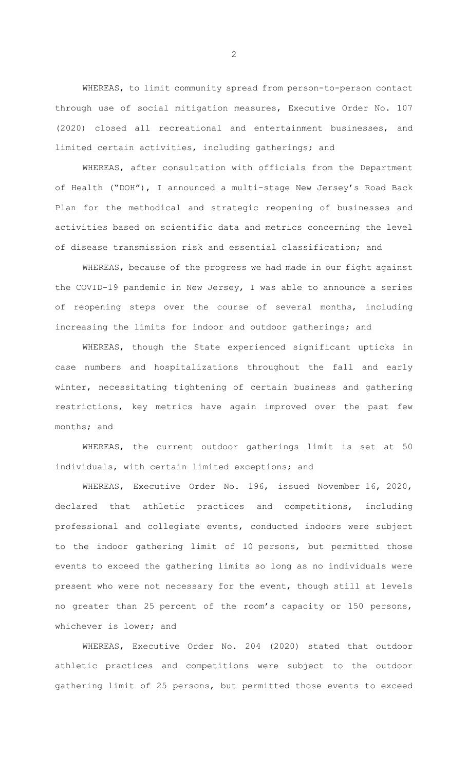WHEREAS, to limit community spread from person-to-person contact through use of social mitigation measures, Executive Order No. 107 (2020) closed all recreational and entertainment businesses, and limited certain activities, including gatherings; and

WHEREAS, after consultation with officials from the Department of Health ("DOH"), I announced a multi-stage New Jersey's Road Back Plan for the methodical and strategic reopening of businesses and activities based on scientific data and metrics concerning the level of disease transmission risk and essential classification; and

WHEREAS, because of the progress we had made in our fight against the COVID-19 pandemic in New Jersey, I was able to announce a series of reopening steps over the course of several months, including increasing the limits for indoor and outdoor gatherings; and

WHEREAS, though the State experienced significant upticks in case numbers and hospitalizations throughout the fall and early winter, necessitating tightening of certain business and gathering restrictions, key metrics have again improved over the past few months; and

WHEREAS, the current outdoor gatherings limit is set at 50 individuals, with certain limited exceptions; and

WHEREAS, Executive Order No. 196, issued November 16, 2020, declared that athletic practices and competitions, including professional and collegiate events, conducted indoors were subject to the indoor gathering limit of 10 persons, but permitted those events to exceed the gathering limits so long as no individuals were present who were not necessary for the event, though still at levels no greater than 25 percent of the room's capacity or 150 persons, whichever is lower; and

WHEREAS, Executive Order No. 204 (2020) stated that outdoor athletic practices and competitions were subject to the outdoor gathering limit of 25 persons, but permitted those events to exceed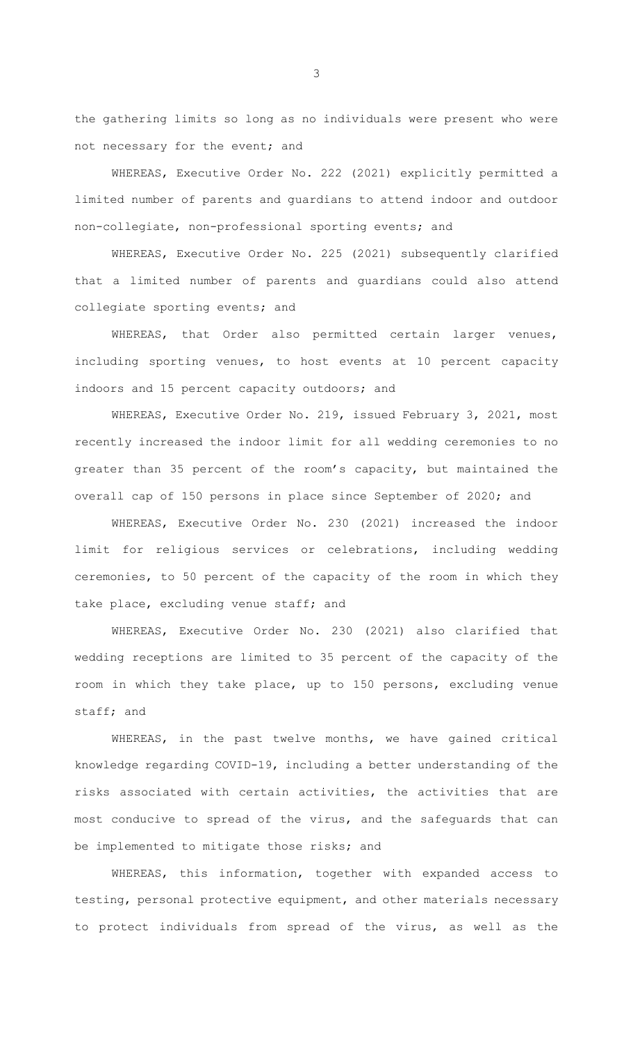the gathering limits so long as no individuals were present who were not necessary for the event; and

WHEREAS, Executive Order No. 222 (2021) explicitly permitted a limited number of parents and guardians to attend indoor and outdoor non-collegiate, non-professional sporting events; and

WHEREAS, Executive Order No. 225 (2021) subsequently clarified that a limited number of parents and guardians could also attend collegiate sporting events; and

WHEREAS, that Order also permitted certain larger venues, including sporting venues, to host events at 10 percent capacity indoors and 15 percent capacity outdoors; and

WHEREAS, Executive Order No. 219, issued February 3, 2021, most recently increased the indoor limit for all wedding ceremonies to no greater than 35 percent of the room's capacity, but maintained the overall cap of 150 persons in place since September of 2020; and

WHEREAS, Executive Order No. 230 (2021) increased the indoor limit for religious services or celebrations, including wedding ceremonies, to 50 percent of the capacity of the room in which they take place, excluding venue staff; and

WHEREAS, Executive Order No. 230 (2021) also clarified that wedding receptions are limited to 35 percent of the capacity of the room in which they take place, up to 150 persons, excluding venue staff; and

WHEREAS, in the past twelve months, we have gained critical knowledge regarding COVID-19, including a better understanding of the risks associated with certain activities, the activities that are most conducive to spread of the virus, and the safeguards that can be implemented to mitigate those risks; and

WHEREAS, this information, together with expanded access to testing, personal protective equipment, and other materials necessary to protect individuals from spread of the virus, as well as the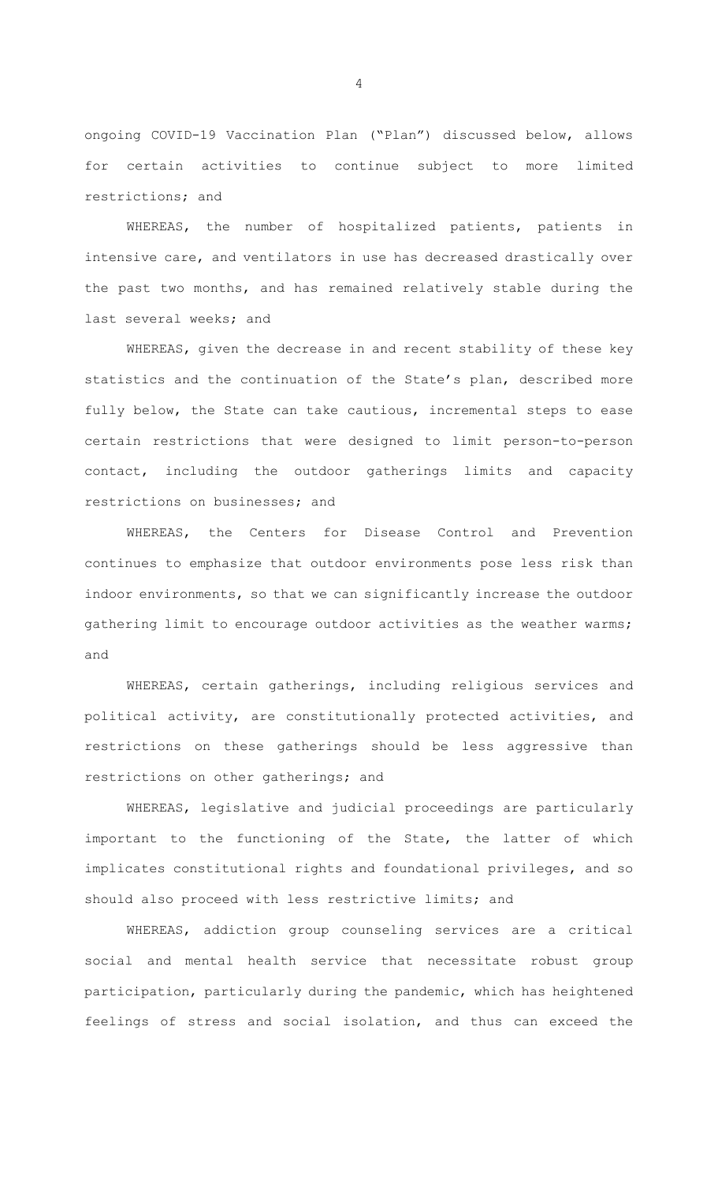ongoing COVID-19 Vaccination Plan ("Plan") discussed below, allows for certain activities to continue subject to more limited restrictions; and

WHEREAS, the number of hospitalized patients, patients in intensive care, and ventilators in use has decreased drastically over the past two months, and has remained relatively stable during the last several weeks; and

WHEREAS, given the decrease in and recent stability of these key statistics and the continuation of the State's plan, described more fully below, the State can take cautious, incremental steps to ease certain restrictions that were designed to limit person-to-person contact, including the outdoor gatherings limits and capacity restrictions on businesses; and

WHEREAS, the Centers for Disease Control and Prevention continues to emphasize that outdoor environments pose less risk than indoor environments, so that we can significantly increase the outdoor gathering limit to encourage outdoor activities as the weather warms; and

WHEREAS, certain gatherings, including religious services and political activity, are constitutionally protected activities, and restrictions on these gatherings should be less aggressive than restrictions on other gatherings; and

WHEREAS, legislative and judicial proceedings are particularly important to the functioning of the State, the latter of which implicates constitutional rights and foundational privileges, and so should also proceed with less restrictive limits; and

WHEREAS, addiction group counseling services are a critical social and mental health service that necessitate robust group participation, particularly during the pandemic, which has heightened feelings of stress and social isolation, and thus can exceed the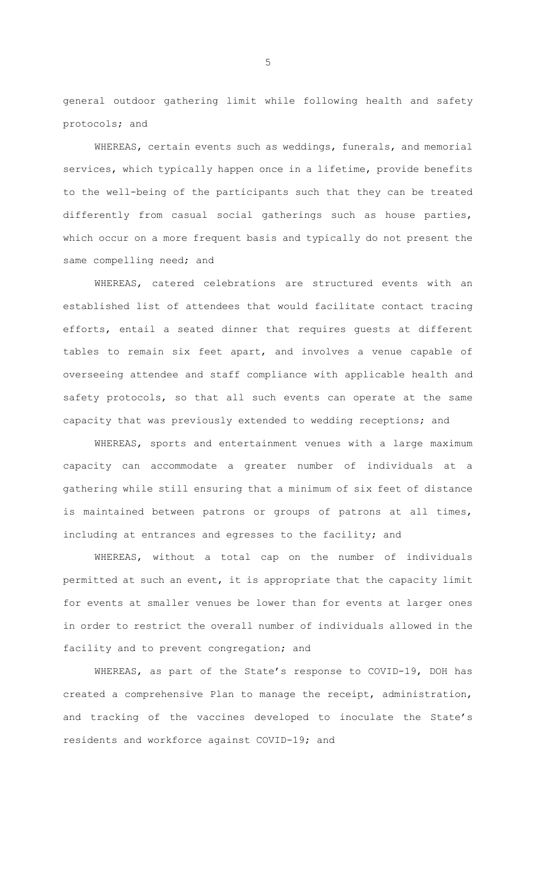general outdoor gathering limit while following health and safety protocols; and

WHEREAS, certain events such as weddings, funerals, and memorial services, which typically happen once in a lifetime, provide benefits to the well-being of the participants such that they can be treated differently from casual social gatherings such as house parties, which occur on a more frequent basis and typically do not present the same compelling need; and

WHEREAS, catered celebrations are structured events with an established list of attendees that would facilitate contact tracing efforts, entail a seated dinner that requires guests at different tables to remain six feet apart, and involves a venue capable of overseeing attendee and staff compliance with applicable health and safety protocols, so that all such events can operate at the same capacity that was previously extended to wedding receptions; and

WHEREAS, sports and entertainment venues with a large maximum capacity can accommodate a greater number of individuals at a gathering while still ensuring that a minimum of six feet of distance is maintained between patrons or groups of patrons at all times, including at entrances and egresses to the facility; and

WHEREAS, without a total cap on the number of individuals permitted at such an event, it is appropriate that the capacity limit for events at smaller venues be lower than for events at larger ones in order to restrict the overall number of individuals allowed in the facility and to prevent congregation; and

WHEREAS, as part of the State's response to COVID-19, DOH has created a comprehensive Plan to manage the receipt, administration, and tracking of the vaccines developed to inoculate the State's residents and workforce against COVID-19; and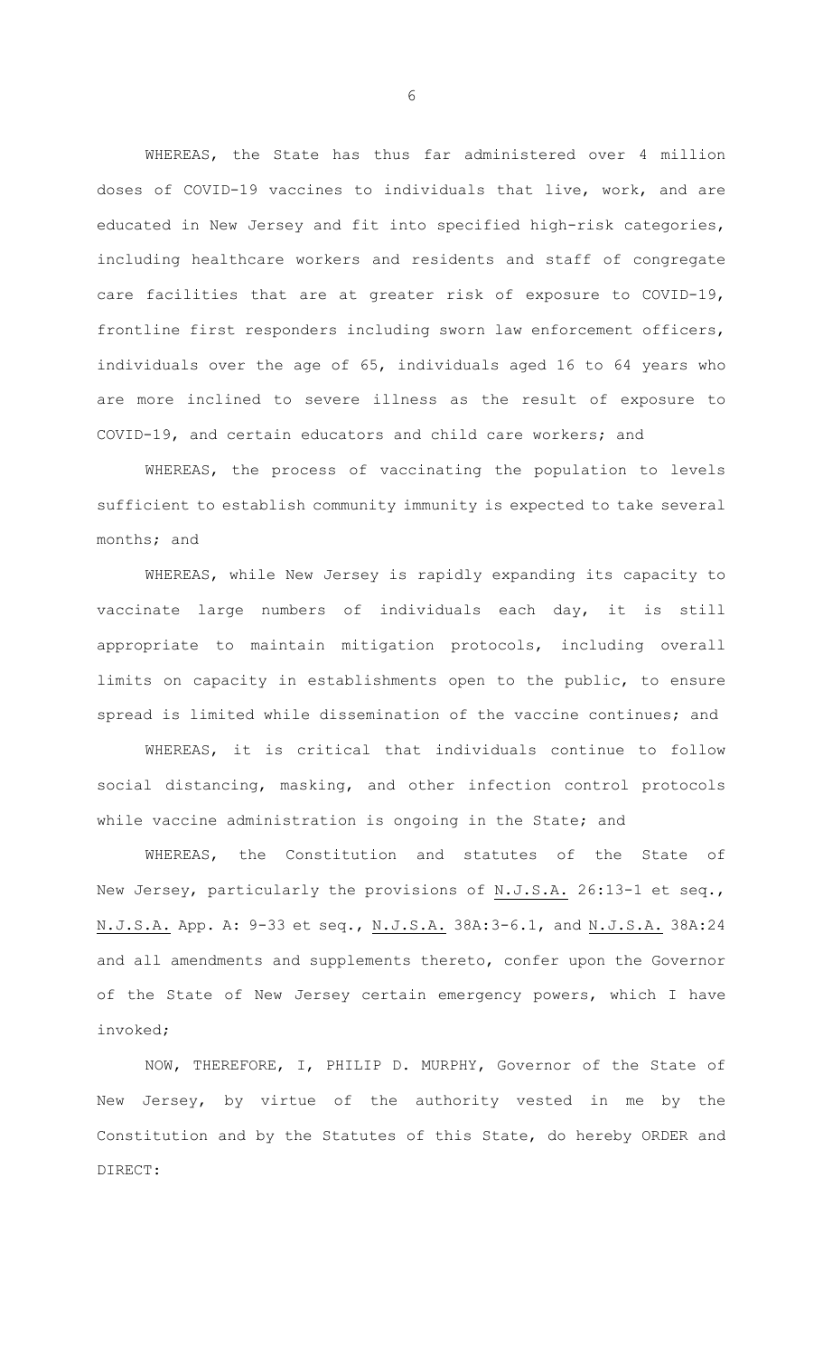WHEREAS, the State has thus far administered over 4 million doses of COVID-19 vaccines to individuals that live, work, and are educated in New Jersey and fit into specified high-risk categories, including healthcare workers and residents and staff of congregate care facilities that are at greater risk of exposure to COVID-19, frontline first responders including sworn law enforcement officers, individuals over the age of 65, individuals aged 16 to 64 years who are more inclined to severe illness as the result of exposure to COVID-19, and certain educators and child care workers; and

WHEREAS, the process of vaccinating the population to levels sufficient to establish community immunity is expected to take several months; and

WHEREAS, while New Jersey is rapidly expanding its capacity to vaccinate large numbers of individuals each day, it is still appropriate to maintain mitigation protocols, including overall limits on capacity in establishments open to the public, to ensure spread is limited while dissemination of the vaccine continues; and

WHEREAS, it is critical that individuals continue to follow social distancing, masking, and other infection control protocols while vaccine administration is ongoing in the State; and

WHEREAS, the Constitution and statutes of the State of New Jersey, particularly the provisions of N.J.S.A. 26:13-1 et seq., N.J.S.A. App. A: 9-33 et seq., N.J.S.A. 38A:3-6.1, and N.J.S.A. 38A:24 and all amendments and supplements thereto, confer upon the Governor of the State of New Jersey certain emergency powers, which I have invoked;

NOW, THEREFORE, I, PHILIP D. MURPHY, Governor of the State of New Jersey, by virtue of the authority vested in me by the Constitution and by the Statutes of this State, do hereby ORDER and DIRECT: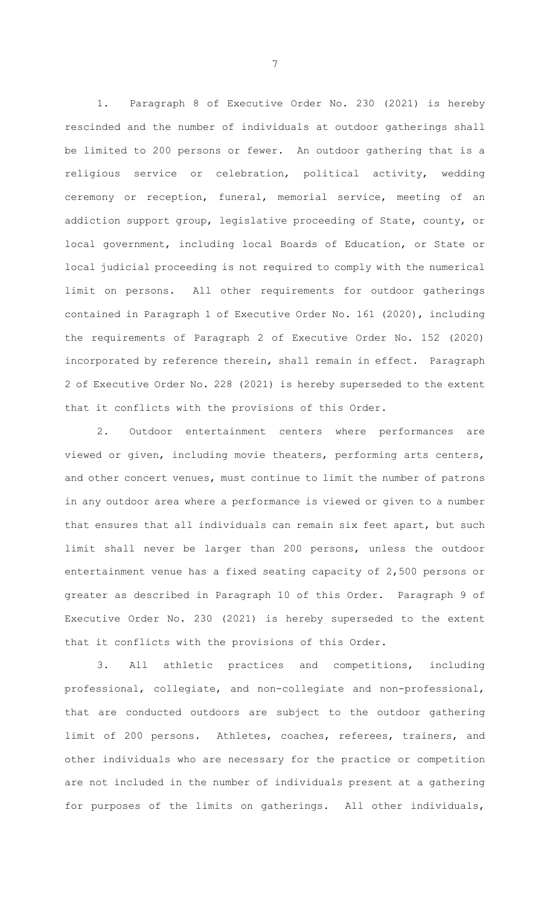1. Paragraph 8 of Executive Order No. 230 (2021) is hereby rescinded and the number of individuals at outdoor gatherings shall be limited to 200 persons or fewer. An outdoor gathering that is a religious service or celebration, political activity, wedding ceremony or reception, funeral, memorial service, meeting of an addiction support group, legislative proceeding of State, county, or local government, including local Boards of Education, or State or local judicial proceeding is not required to comply with the numerical limit on persons. All other requirements for outdoor gatherings contained in Paragraph 1 of Executive Order No. 161 (2020), including the requirements of Paragraph 2 of Executive Order No. 152 (2020) incorporated by reference therein, shall remain in effect. Paragraph 2 of Executive Order No. 228 (2021) is hereby superseded to the extent that it conflicts with the provisions of this Order.

2. Outdoor entertainment centers where performances are viewed or given, including movie theaters, performing arts centers, and other concert venues, must continue to limit the number of patrons in any outdoor area where a performance is viewed or given to a number that ensures that all individuals can remain six feet apart, but such limit shall never be larger than 200 persons, unless the outdoor entertainment venue has a fixed seating capacity of 2,500 persons or greater as described in Paragraph 10 of this Order. Paragraph 9 of Executive Order No. 230 (2021) is hereby superseded to the extent that it conflicts with the provisions of this Order.

3. All athletic practices and competitions, including professional, collegiate, and non-collegiate and non-professional, that are conducted outdoors are subject to the outdoor gathering limit of 200 persons. Athletes, coaches, referees, trainers, and other individuals who are necessary for the practice or competition are not included in the number of individuals present at a gathering for purposes of the limits on gatherings. All other individuals,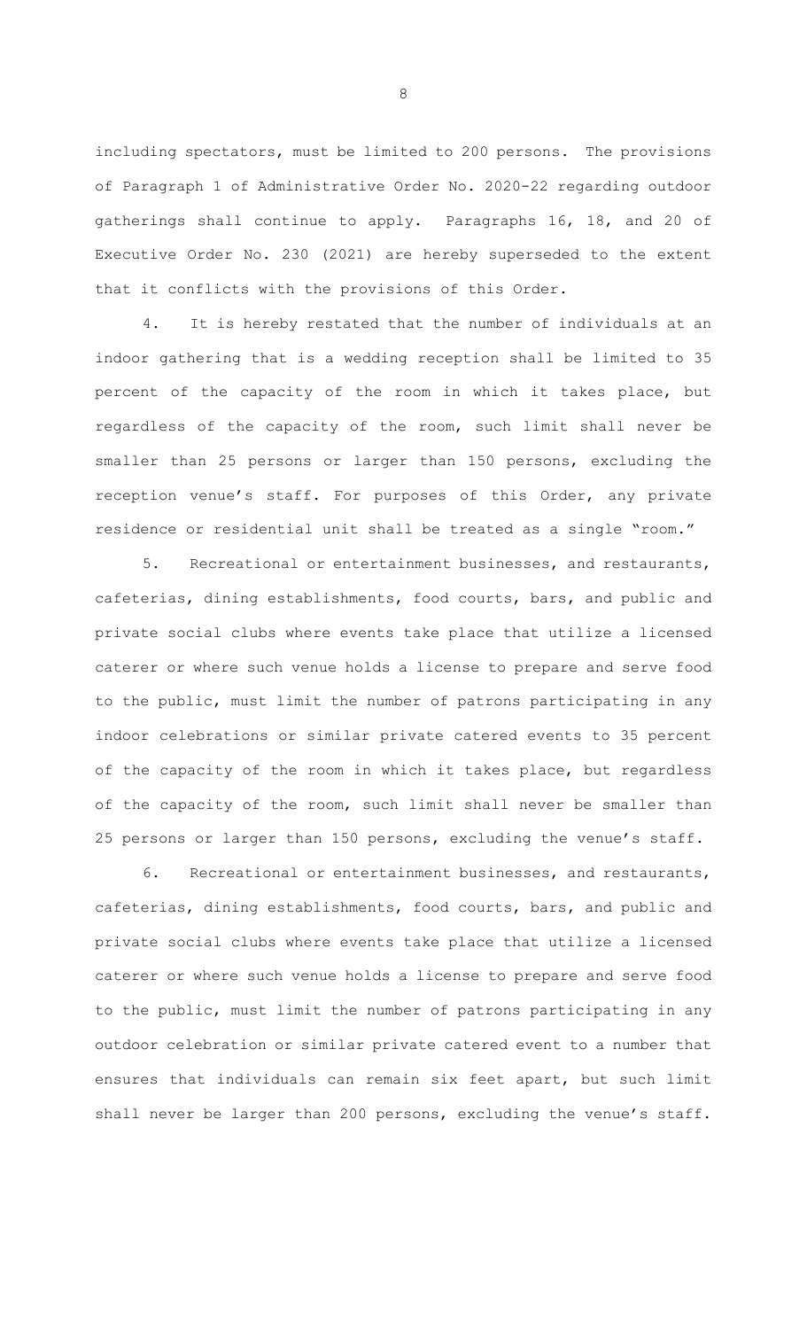including spectators, must be limited to 200 persons. The provisions of Paragraph 1 of Administrative Order No. 2020-22 regarding outdoor gatherings shall continue to apply. Paragraphs 16, 18, and 20 of Executive Order No. 230 (2021) are hereby superseded to the extent that it conflicts with the provisions of this Order.

4. It is hereby restated that the number of individuals at an indoor gathering that is a wedding reception shall be limited to 35 percent of the capacity of the room in which it takes place, but regardless of the capacity of the room, such limit shall never be smaller than 25 persons or larger than 150 persons, excluding the reception venue's staff. For purposes of this Order, any private residence or residential unit shall be treated as a single "room."

5. Recreational or entertainment businesses, and restaurants, cafeterias, dining establishments, food courts, bars, and public and private social clubs where events take place that utilize a licensed caterer or where such venue holds a license to prepare and serve food to the public, must limit the number of patrons participating in any indoor celebrations or similar private catered events to 35 percent of the capacity of the room in which it takes place, but regardless of the capacity of the room, such limit shall never be smaller than 25 persons or larger than 150 persons, excluding the venue's staff.

6. Recreational or entertainment businesses, and restaurants, cafeterias, dining establishments, food courts, bars, and public and private social clubs where events take place that utilize a licensed caterer or where such venue holds a license to prepare and serve food to the public, must limit the number of patrons participating in any outdoor celebration or similar private catered event to a number that ensures that individuals can remain six feet apart, but such limit shall never be larger than 200 persons, excluding the venue's staff.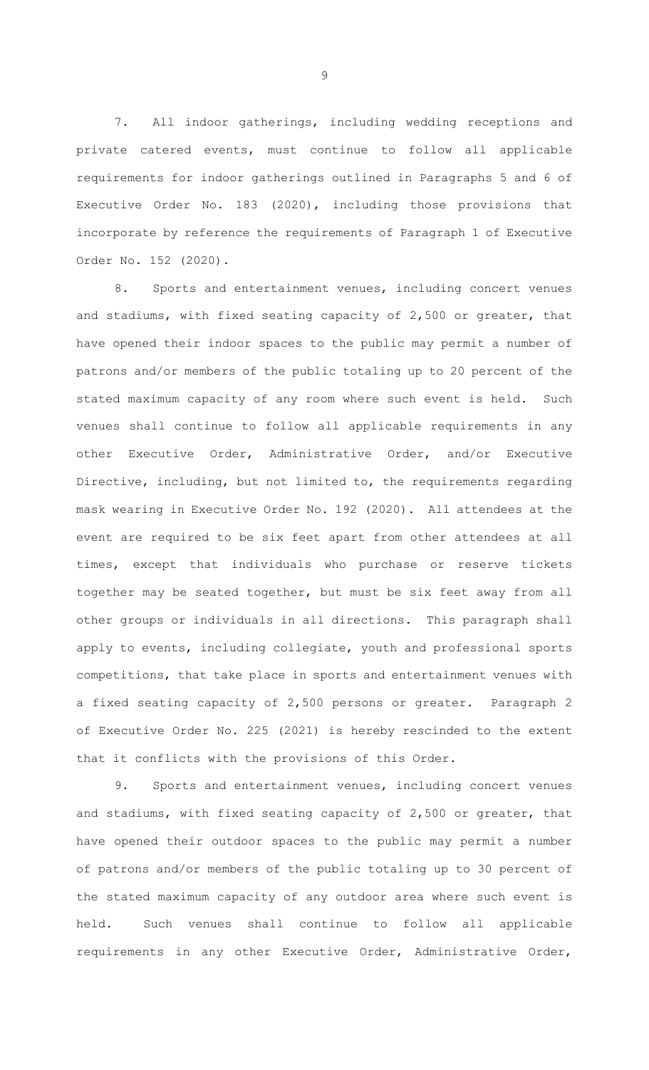7. All indoor gatherings, including wedding receptions and private catered events, must continue to follow all applicable requirements for indoor gatherings outlined in Paragraphs 5 and 6 of Executive Order No. 183 (2020), including those provisions that incorporate by reference the requirements of Paragraph 1 of Executive Order No. 152 (2020).

8. Sports and entertainment venues, including concert venues and stadiums, with fixed seating capacity of 2,500 or greater, that have opened their indoor spaces to the public may permit a number of patrons and/or members of the public totaling up to 20 percent of the stated maximum capacity of any room where such event is held. Such venues shall continue to follow all applicable requirements in any other Executive Order, Administrative Order, and/or Executive Directive, including, but not limited to, the requirements regarding mask wearing in Executive Order No. 192 (2020). All attendees at the event are required to be six feet apart from other attendees at all times, except that individuals who purchase or reserve tickets together may be seated together, but must be six feet away from all other groups or individuals in all directions. This paragraph shall apply to events, including collegiate, youth and professional sports competitions, that take place in sports and entertainment venues with a fixed seating capacity of 2,500 persons or greater. Paragraph 2 of Executive Order No. 225 (2021) is hereby rescinded to the extent that it conflicts with the provisions of this Order.

9. Sports and entertainment venues, including concert venues and stadiums, with fixed seating capacity of 2,500 or greater, that have opened their outdoor spaces to the public may permit a number of patrons and/or members of the public totaling up to 30 percent of the stated maximum capacity of any outdoor area where such event is held. Such venues shall continue to follow all applicable requirements in any other Executive Order, Administrative Order,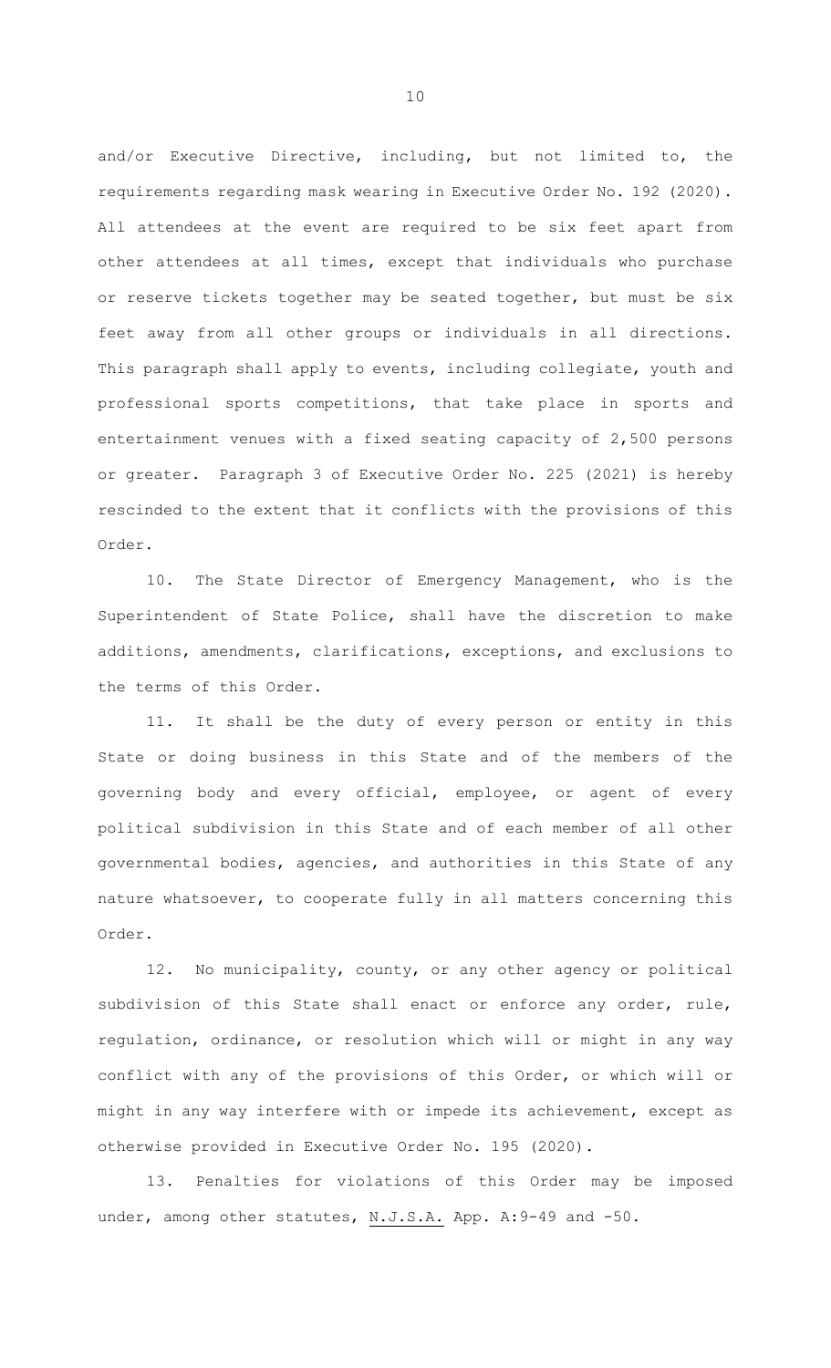and/or Executive Directive, including, but not limited to, the requirements regarding mask wearing in Executive Order No. 192 (2020). All attendees at the event are required to be six feet apart from other attendees at all times, except that individuals who purchase or reserve tickets together may be seated together, but must be six feet away from all other groups or individuals in all directions. This paragraph shall apply to events, including collegiate, youth and professional sports competitions, that take place in sports and entertainment venues with a fixed seating capacity of 2,500 persons or greater. Paragraph 3 of Executive Order No. 225 (2021) is hereby rescinded to the extent that it conflicts with the provisions of this Order.

10. The State Director of Emergency Management, who is the Superintendent of State Police, shall have the discretion to make additions, amendments, clarifications, exceptions, and exclusions to the terms of this Order.

11. It shall be the duty of every person or entity in this State or doing business in this State and of the members of the governing body and every official, employee, or agent of every political subdivision in this State and of each member of all other governmental bodies, agencies, and authorities in this State of any nature whatsoever, to cooperate fully in all matters concerning this Order.

12. No municipality, county, or any other agency or political subdivision of this State shall enact or enforce any order, rule, regulation, ordinance, or resolution which will or might in any way conflict with any of the provisions of this Order, or which will or might in any way interfere with or impede its achievement, except as otherwise provided in Executive Order No. 195 (2020).

13. Penalties for violations of this Order may be imposed under, among other statutes, N.J.S.A. App. A:9-49 and -50.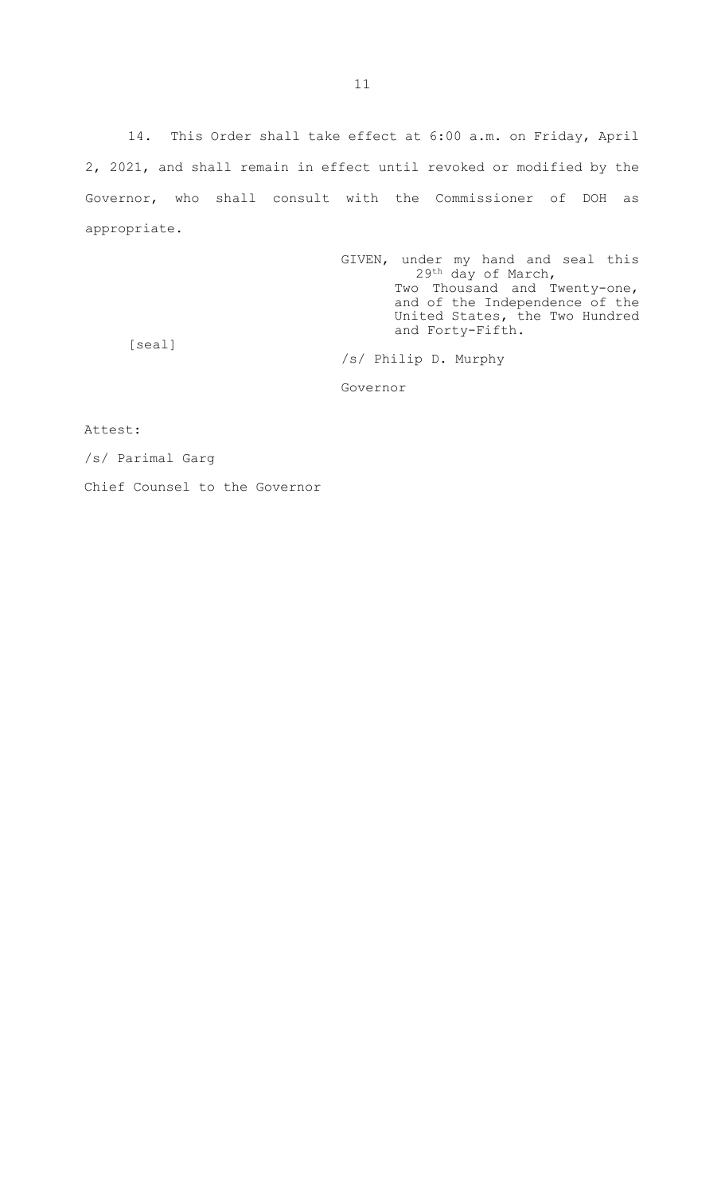14. This Order shall take effect at 6:00 a.m. on Friday, April 2, 2021, and shall remain in effect until revoked or modified by the Governor, who shall consult with the Commissioner of DOH as appropriate.

GIVEN, under my hand and seal this 29th day of March, Two Thousand and Twenty-one, and of the Independence of the United States, the Two Hundred and Forty-Fifth.

[seal]

/s/ Philip D. Murphy

Governor

Attest:

/s/ Parimal Garg

Chief Counsel to the Governor